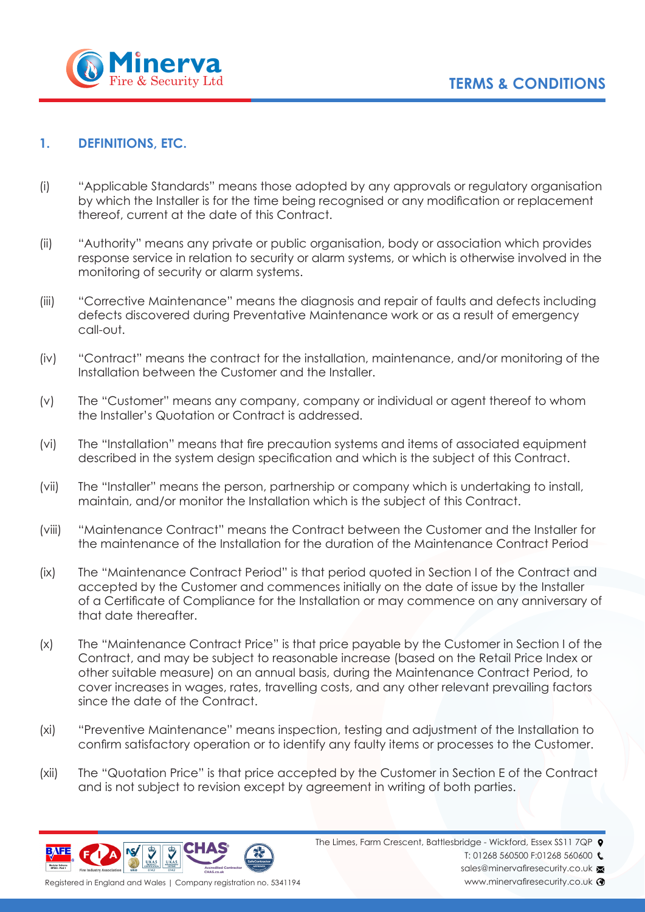# TERMS & CONDITIONS

## 1. DEFINITIONS, ETC.

(i) "Applicable Standards" means those adopted by any approvals or regulatory organisation by which the Installer is for the time being recognised or any modification or replacement thereof, current at the date of this Contract.

(ii) "Authority" means any private or public organisation, body or association which provides response service in relation to security or alarm systems, or which is otherwise involved in the monitoring of security or alarm systems.

(iii) "Corrective Maintenance" means the diagnosis and repair of faults and defects including defects discovered during Preventative Maintenance work or as a result of emergency call-out.

(iv) "Contract" means the contract for the installation, maintenance, and/or monitoring of the Installation between the Customer and the Installer.

(v) The "Customer" means any company, company or individual or agent thereof to whom the Installer's Quotation or Contract is addressed.

(vi) The "Installation" means that fire precaution systems and items of associated equipment described in the system design specification and which is the subject of this Contract.

(vii) The "Installer" means the person, partnership or company which is undertaking to install, maintain, and/or monitor the Installation which is the subject of this Contract.

(viii) "Maintenance Contract" means the Contract between the Customer and the Installer for the maintenance of the Installation for the duration of the Maintenance Contract Period

(ix) The "Maintenance Contract Period" is that period quoted in Section I of the Contract and accepted by the Customer and commences initially on the date of issue by the Installer of a Certificate of Compliance for the Installation or may commence on any anniversary of that date thereafter.

(x) The "Maintenance Contract Price" is that price payable by the Customer in Section I of the Contract, and may be subject to reasonable increase (based on the Retail Price Index or other suitable measure) on an annual basis, during the Maintenance Contract Period, to cover increases in wages, rates, travelling costs, and any other relevant prevailing factors since the date of the Contract.

(xi) "Preventive Maintenance" means inspection, testing and adjustment of the Installation to confirm satisfactory operation or to identify any faulty items or processes to the Customer.

(xii) The "Quotation Price" is that price accepted by the Customer in Section E of the Contract and is not subject to revision except by agreement in writing of both parties.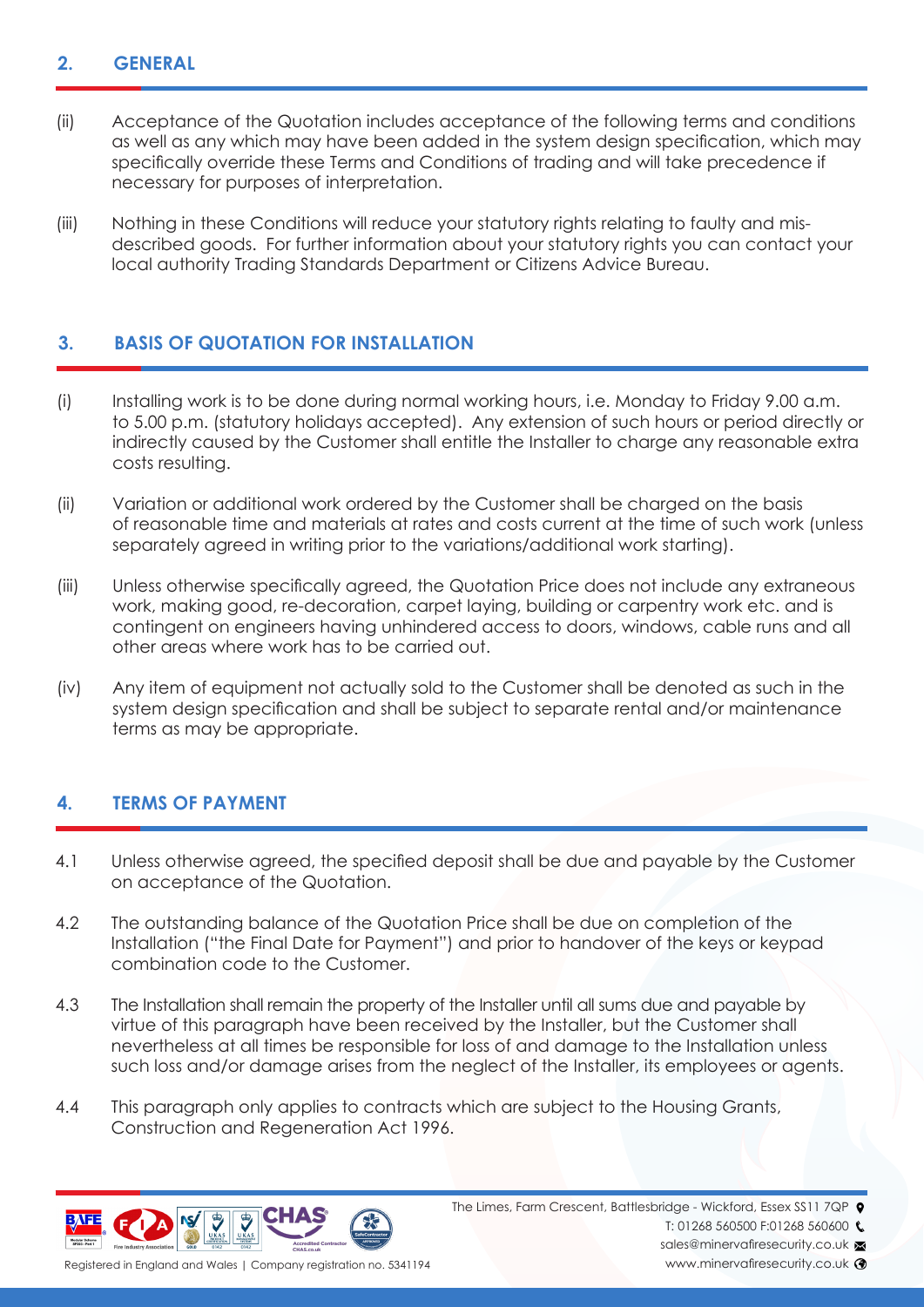## 2. GENERAL

(ii) Acceptance of the Quotation includes acceptance of the following terms and conditions as well as any which may have been added in the system design specification, which may specifically override these Terms and Conditions of trading and will take precedence if necessary for purposes of interpretation.

(iii) Nothing in these Conditions will reduce your statutory rights relating to faulty and mis-described goods. For further information about your statutory rights you can contact your local authority Trading Standards Department or Citizens Advice Bureau.

## 3. BASIS OF QUOTATION FOR INSTALLATION

(i) Installing work is to be done during normal working hours, i.e. Monday to Friday 9.00 a.m. to 5.00 p.m. (statutory holidays accepted). Any extension of such hours or period directly or indirectly caused by the Customer shall entitle the Installer to charge any reasonable extra costs resulting.

(ii) Variation or additional work ordered by the Customer shall be charged on the basis of reasonable time and materials at rates and costs current at the time of such work (unless separately agreed in writing prior to the variations/additional work starting).

(iii) Unless otherwise specifically agreed, the Quotation Price does not include any extraneous work, making good, re-decoration, carpet laying, building or carpentry work etc. and is contingent on engineers having unhindered access to doors, windows, cable runs and all other areas where work has to be carried out.

(iv) Any item of equipment not actually sold to the Customer shall be denoted as such in the system design specification and shall be subject to separate rental and/or maintenance terms as may be appropriate.

## 4. TERMS OF PAYMENT

4.1 Unless otherwise agreed, the specified deposit shall be due and payable by the Customer on acceptance of the Quotation.

4.2 The outstanding balance of the Quotation Price shall be due on completion of the Installation ("the Final Date for Payment") and prior to handover of the keys or keypad combination code to the Customer.

4.3 The Installation shall remain the property of the Installer until all sums due and payable by virtue of this paragraph have been received by the Installer, but the Customer shall nevertheless at all times be responsible for loss of and damage to the Installation unless such loss and/or damage arises from the neglect of the Installer, its employees or agents.

4.4 This paragraph only applies to contracts which are subject to the Housing Grants, Construction and Regeneration Act 1996.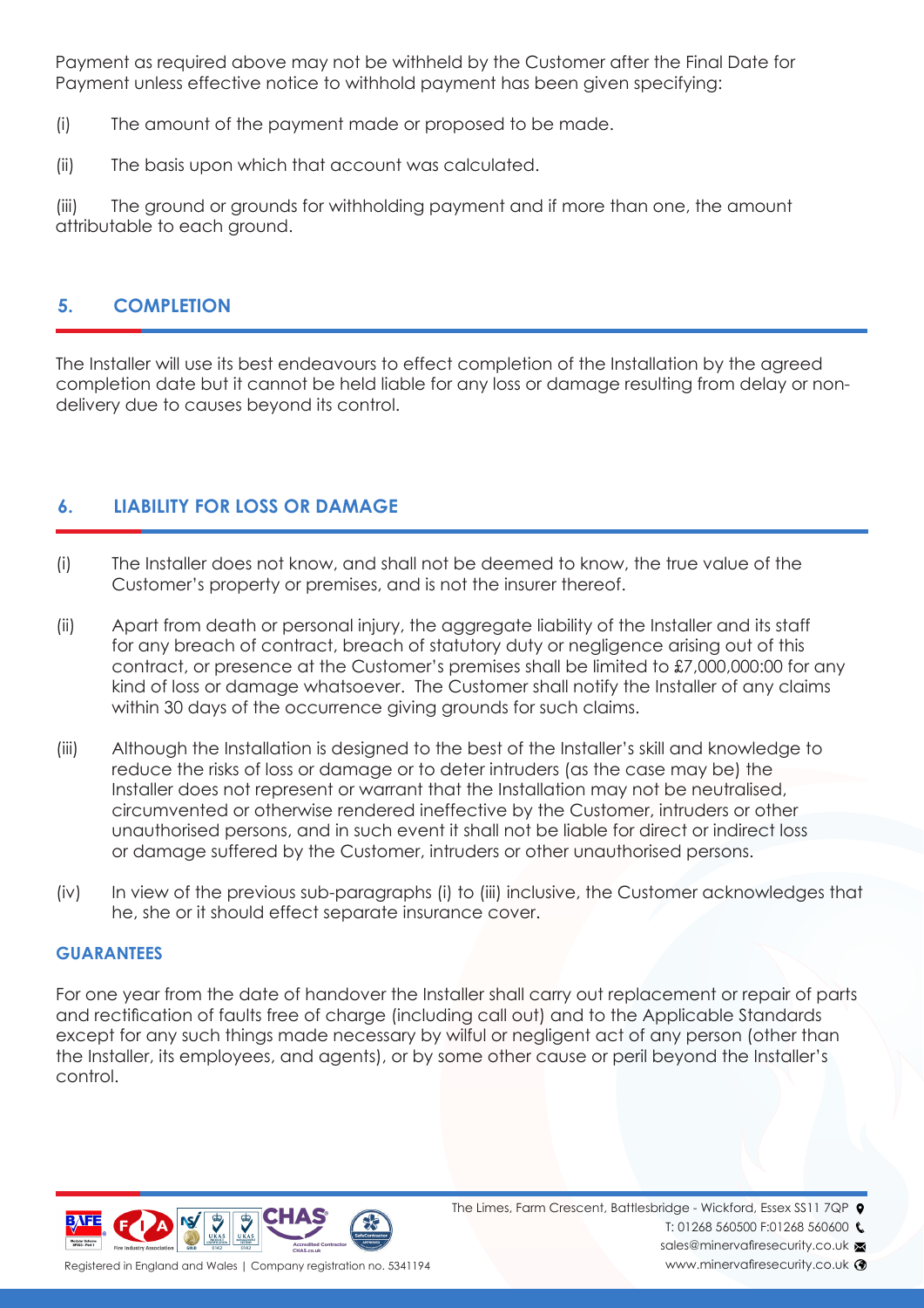Payment as required above may not be withheld by the Customer after the Final Date for Payment unless effective notice to withhold payment has been given specifying:

(i) The amount of the payment made or proposed to be made.

(ii) The basis upon which that account was calculated.

(iii) The ground or grounds for withholding payment and if more than one, the amount attributable to each ground.

## 5. COMPLETION

The Installer will use its best endeavours to effect completion of the Installation by the agreed completion date but it cannot be held liable for any loss or damage resulting from delay or non-delivery due to causes beyond its control.

## 6. LIABILITY FOR LOSS OR DAMAGE

(i) The Installer does not know, and shall not be deemed to know, the true value of the Customer's property or premises, and is not the insurer thereof.

(ii) Apart from death or personal injury, the aggregate liability of the Installer and its staff for any breach of contract, breach of statutory duty or negligence arising out of this contract, or presence at the Customer's premises shall be limited to £7,000,000:00 for any kind of loss or damage whatsoever. The Customer shall notify the Installer of any claims within 30 days of the occurrence giving grounds for such claims.

(iii) Although the Installation is designed to the best of the Installer's skill and knowledge to reduce the risks of loss or damage or to deter intruders (as the case may be) the Installer does not represent or warrant that the Installation may not be neutralised, circumvented or otherwise rendered ineffective by the Customer, intruders or other unauthorised persons, and in such event it shall not be liable for direct or indirect loss or damage suffered by the Customer, intruders or other unauthorised persons.

(iv) In view of the previous sub-paragraphs (i) to (iii) inclusive, the Customer acknowledges that he, she or it should effect separate insurance cover.

### GUARANTEES

For one year from the date of handover the Installer shall carry out replacement or repair of parts and rectification of faults free of charge (including call out) and to the Applicable Standards except for any such things made necessary by wilful or negligent act of any person (other than the Installer, its employees, and agents), or by some other cause or peril beyond the Installer's control.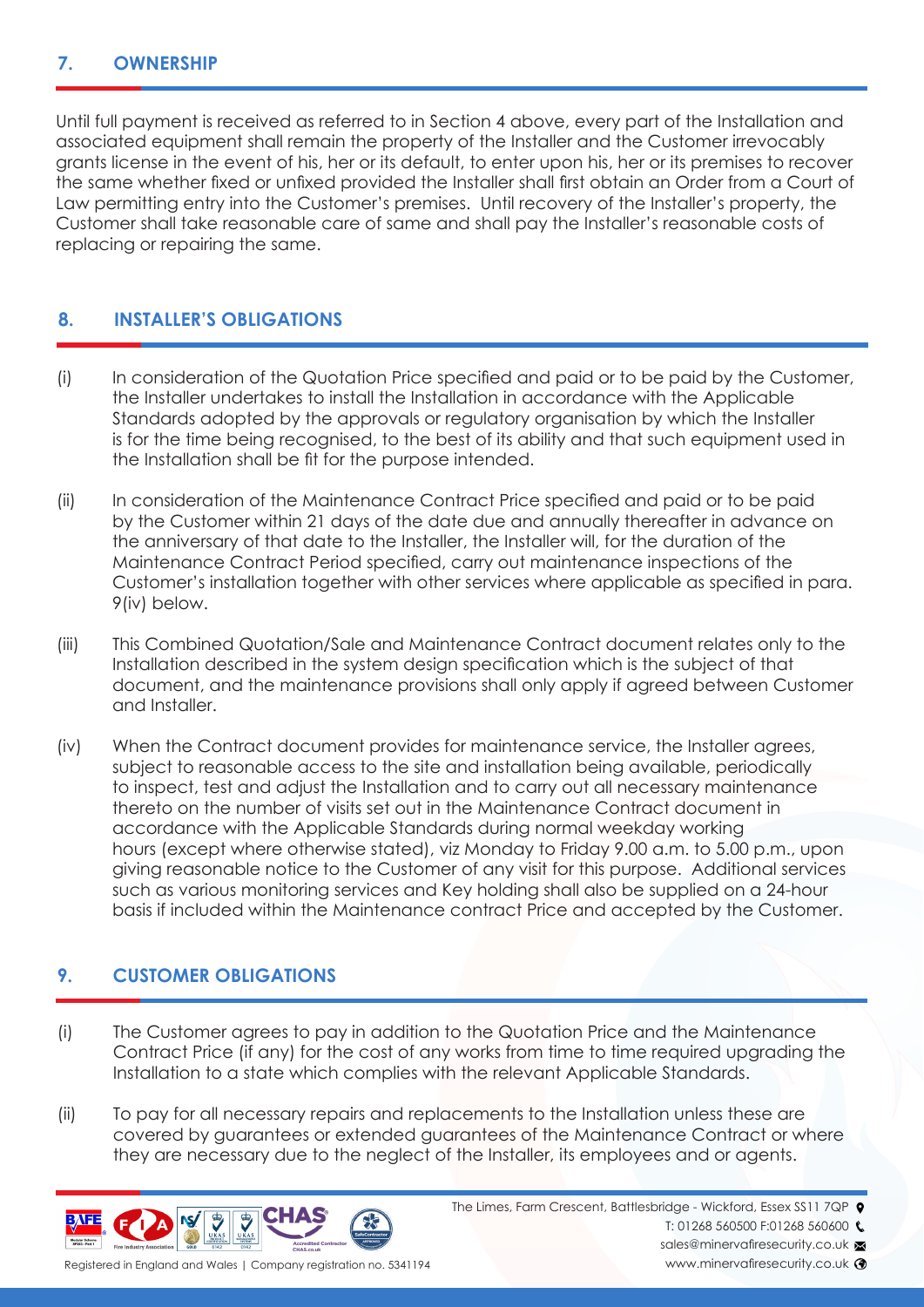## 7. OWNERSHIP

Until full payment is received as referred to in Section 4 above, every part of the Installation and associated equipment shall remain the property of the Installer and the Customer irrevocably grants license in the event of his, her or its default, to enter upon his, her or its premises to recover the same whether fixed or unfixed provided the Installer shall first obtain an Order from a Court of Law permitting entry into the Customer's premises. Until recovery of the Installer's property, the Customer shall take reasonable care of same and shall pay the Installer's reasonable costs of replacing or repairing the same.

## 8. INSTALLER'S OBLIGATIONS

(i) In consideration of the Quotation Price specified and paid or to be paid by the Customer, the Installer undertakes to install the Installation in accordance with the Applicable Standards adopted by the approvals or regulatory organisation by which the Installer is for the time being recognised, to the best of its ability and that such equipment used in the Installation shall be fit for the purpose intended.

(ii) In consideration of the Maintenance Contract Price specified and paid or to be paid by the Customer within 21 days of the date due and annually thereafter in advance on the anniversary of that date to the Installer, the Installer will, for the duration of the Maintenance Contract Period specified, carry out maintenance inspections of the Customer's installation together with other services where applicable as specified in para. 9(iv) below.

(iii) This Combined Quotation/Sale and Maintenance Contract document relates only to the Installation described in the system design specification which is the subject of that document, and the maintenance provisions shall only apply if agreed between Customer and Installer.

(iv) When the Contract document provides for maintenance service, the Installer agrees, subject to reasonable access to the site and installation being available, periodically to inspect, test and adjust the Installation and to carry out all necessary maintenance thereto on the number of visits set out in the Maintenance Contract document in accordance with the Applicable Standards during normal weekday working hours (except where otherwise stated), viz Monday to Friday 9.00 a.m. to 5.00 p.m., upon giving reasonable notice to the Customer of any visit for this purpose. Additional services such as various monitoring services and Key holding shall also be supplied on a 24-hour basis if included within the Maintenance contract Price and accepted by the Customer.

## 9. CUSTOMER OBLIGATIONS

(i) The Customer agrees to pay in addition to the Quotation Price and the Maintenance Contract Price (if any) for the cost of any works from time to time required upgrading the Installation to a state which complies with the relevant Applicable Standards.

(ii) To pay for all necessary repairs and replacements to the Installation unless these are covered by guarantees or extended guarantees of the Maintenance Contract or where they are necessary due to the neglect of the Installer, its employees and or agents.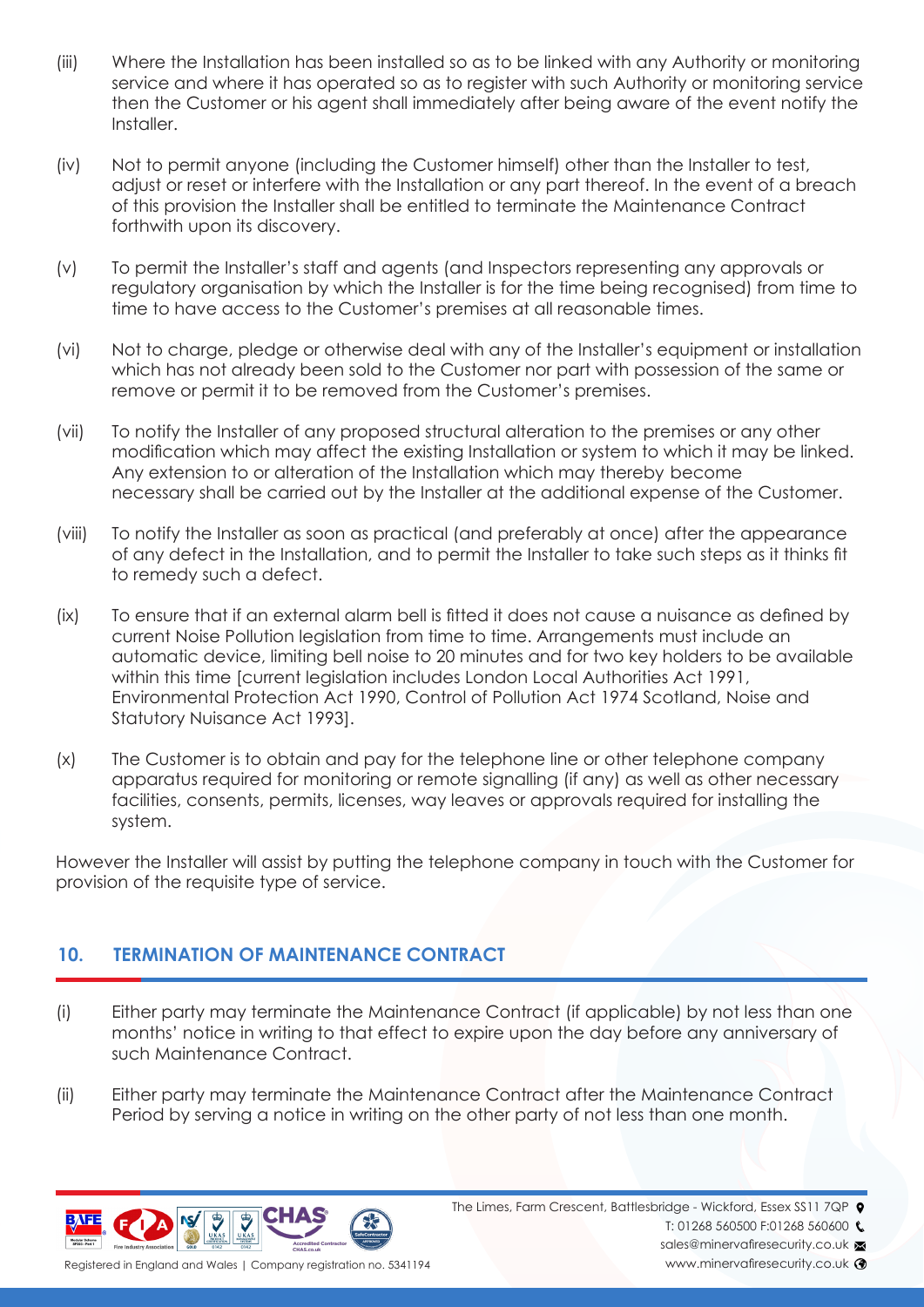(iii) Where the Installation has been installed so as to be linked with any Authority or monitoring service and where it has operated so as to register with such Authority or monitoring service then the Customer or his agent shall immediately after being aware of the event notify the Installer.

(iv) Not to permit anyone (including the Customer himself) other than the Installer to test, adjust or reset or interfere with the Installation or any part thereof. In the event of a breach of this provision the Installer shall be entitled to terminate the Maintenance Contract forthwith upon its discovery.

(v) To permit the Installer's staff and agents (and Inspectors representing any approvals or regulatory organisation by which the Installer is for the time being recognised) from time to time to have access to the Customer's premises at all reasonable times.

(vi) Not to charge, pledge or otherwise deal with any of the Installer's equipment or installation which has not already been sold to the Customer nor part with possession of the same or remove or permit it to be removed from the Customer's premises.

(vii) To notify the Installer of any proposed structural alteration to the premises or any other modification which may affect the existing Installation or system to which it may be linked. Any extension to or alteration of the Installation which may thereby become necessary shall be carried out by the Installer at the additional expense of the Customer.

(viii) To notify the Installer as soon as practical (and preferably at once) after the appearance of any defect in the Installation, and to permit the Installer to take such steps as it thinks fit to remedy such a defect.

(ix) To ensure that if an external alarm bell is fitted it does not cause a nuisance as defined by current Noise Pollution legislation from time to time. Arrangements must include an automatic device, limiting bell noise to 20 minutes and for two key holders to be available within this time [current legislation includes London Local Authorities Act 1991, Environmental Protection Act 1990, Control of Pollution Act 1974 Scotland, Noise and Statutory Nuisance Act 1993].

(x) The Customer is to obtain and pay for the telephone line or other telephone company apparatus required for monitoring or remote signalling (if any) as well as other necessary facilities, consents, permits, licenses, way leaves or approvals required for installing the system.

However the Installer will assist by putting the telephone company in touch with the Customer for provision of the requisite type of service.

## 10. TERMINATION OF MAINTENANCE CONTRACT

(i) Either party may terminate the Maintenance Contract (if applicable) by not less than one months' notice in writing to that effect to expire upon the day before any anniversary of such Maintenance Contract.

(ii) Either party may terminate the Maintenance Contract after the Maintenance Contract Period by serving a notice in writing on the other party of not less than one month.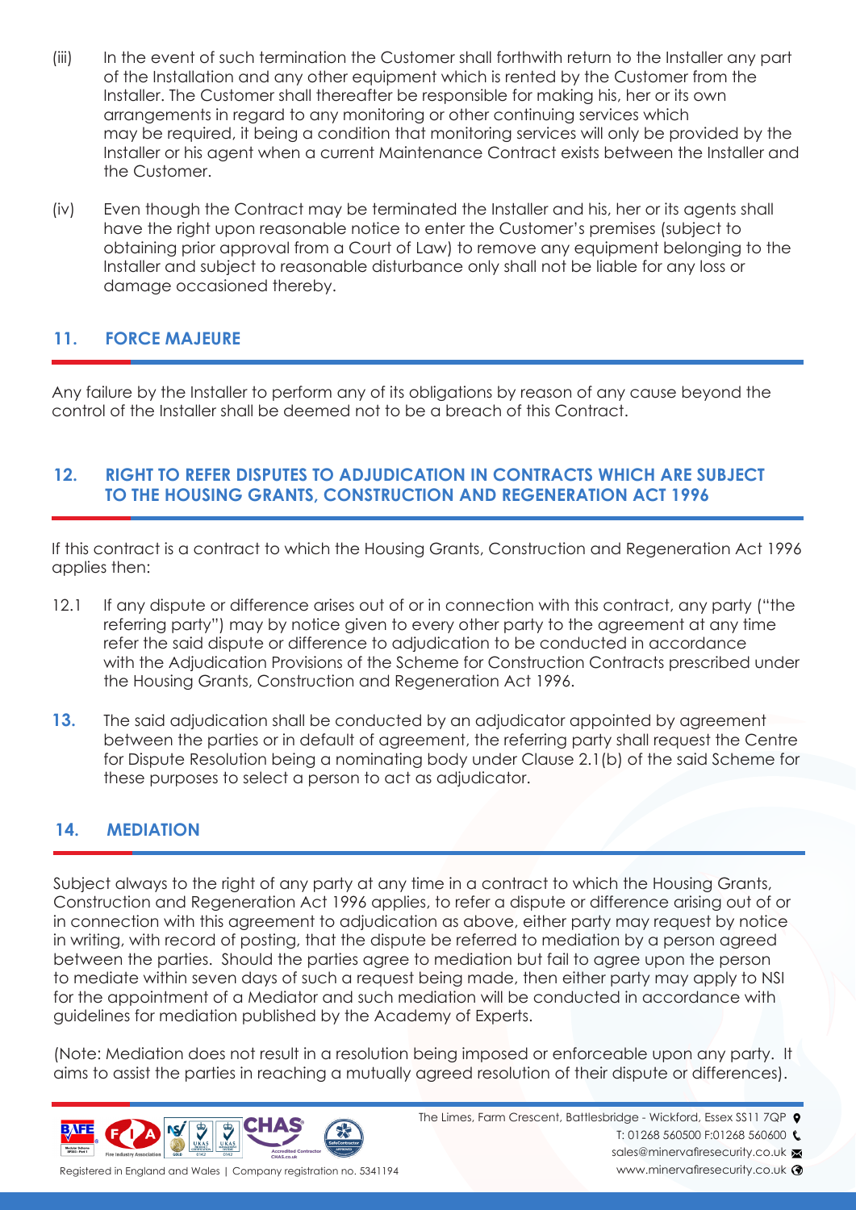(iii) In the event of such termination the Customer shall forthwith return to the Installer any part of the Installation and any other equipment which is rented by the Customer from the Installer. The Customer shall thereafter be responsible for making his, her or its own arrangements in regard to any monitoring or other continuing services which may be required, it being a condition that monitoring services will only be provided by the Installer or his agent when a current Maintenance Contract exists between the Installer and the Customer.

(iv) Even though the Contract may be terminated the Installer and his, her or its agents shall have the right upon reasonable notice to enter the Customer's premises (subject to obtaining prior approval from a Court of Law) to remove any equipment belonging to the Installer and subject to reasonable disturbance only shall not be liable for any loss or damage occasioned thereby.

## 11. FORCE MAJEURE

Any failure by the Installer to perform any of its obligations by reason of any cause beyond the control of the Installer shall be deemed not to be a breach of this Contract.

## 12. RIGHT TO REFER DISPUTES TO ADJUDICATION IN CONTRACTS WHICH ARE SUBJECT TO THE HOUSING GRANTS, CONSTRUCTION AND REGENERATION ACT 1996

If this contract is a contract to which the Housing Grants, Construction and Regeneration Act 1996 applies then:

12.1 If any dispute or difference arises out of or in connection with this contract, any party ("the referring party") may by notice given to every other party to the agreement at any time refer the said dispute or difference to adjudication to be conducted in accordance with the Adjudication Provisions of the Scheme for Construction Contracts prescribed under the Housing Grants, Construction and Regeneration Act 1996.

**13.** The said adjudication shall be conducted by an adjudicator appointed by agreement between the parties or in default of agreement, the referring party shall request the Centre for Dispute Resolution being a nominating body under Clause 2.1(b) of the said Scheme for these purposes to select a person to act as adjudicator.

## 14. MEDIATION

Subject always to the right of any party at any time in a contract to which the Housing Grants, Construction and Regeneration Act 1996 applies, to refer a dispute or difference arising out of or in connection with this agreement to adjudication as above, either party may request by notice in writing, with record of posting, that the dispute be referred to mediation by a person agreed between the parties. Should the parties agree to mediation but fail to agree upon the person to mediate within seven days of such a request being made, then either party may apply to NSI for the appointment of a Mediator and such mediation will be conducted in accordance with guidelines for mediation published by the Academy of Experts.

(Note: Mediation does not result in a resolution being imposed or enforceable upon any party. It aims to assist the parties in reaching a mutually agreed resolution of their dispute or differences).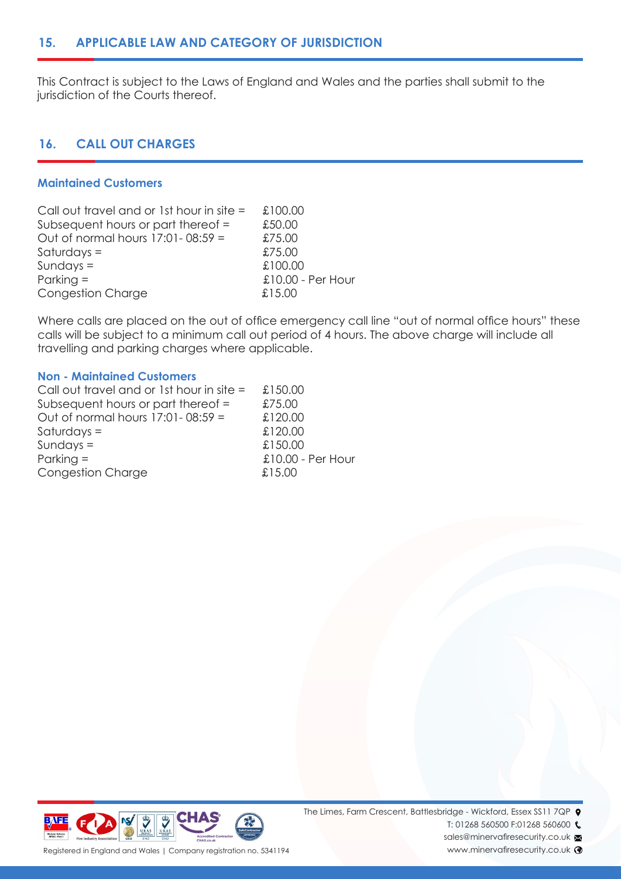## 15. APPLICABLE LAW AND CATEGORY OF JURISDICTION

This Contract is subject to the Laws of England and Wales and the parties shall submit to the jurisdiction of the Courts thereof.

## 16. CALL OUT CHARGES

### Maintained Customers

| | |
|---|---|
| Call out travel and or 1st hour in site = | £100.00 |
| Subsequent hours or part thereof = | £50.00 |
| Out of normal hours 17:01- 08:59 = | £75.00 |
| Saturdays = | £75.00 |
| Sundays = | £100.00 |
| Parking = | £10.00 - Per Hour |
| Congestion Charge | £15.00 |

Where calls are placed on the out of office emergency call line "out of normal office hours" these calls will be subject to a minimum call out period of 4 hours. The above charge will include all travelling and parking charges where applicable.

### Non - Maintained Customers

| | |
|---|---|
| Call out travel and or 1st hour in site = | £150.00 |
| Subsequent hours or part thereof = | £75.00 |
| Out of normal hours 17:01- 08:59 = | £120.00 |
| Saturdays = | £120.00 |
| Sundays = | £150.00 |
| Parking = | £10.00 - Per Hour |
| Congestion Charge | £15.00 |